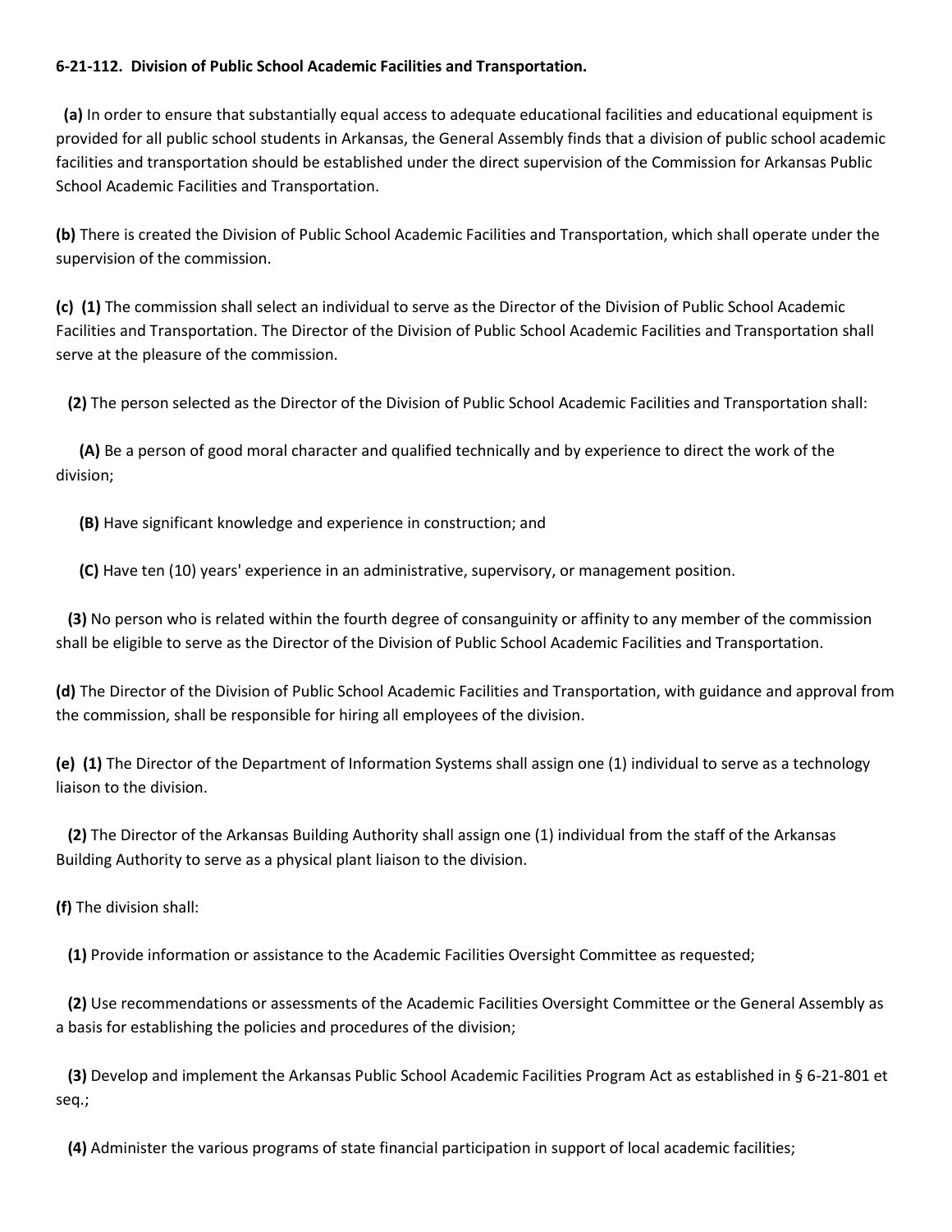**6-21-112. Division of Public School Academic Facilities and Transportation.**

**(a)** In order to ensure that substantially equal access to adequate educational facilities and educational equipment is provided for all public school students in Arkansas, the General Assembly finds that a division of public school academic facilities and transportation should be established under the direct supervision of the Commission for Arkansas Public School Academic Facilities and Transportation.

**(b)** There is created the Division of Public School Academic Facilities and Transportation, which shall operate under the supervision of the commission.

**(c)** **(1)** The commission shall select an individual to serve as the Director of the Division of Public School Academic Facilities and Transportation. The Director of the Division of Public School Academic Facilities and Transportation shall serve at the pleasure of the commission.

**(2)** The person selected as the Director of the Division of Public School Academic Facilities and Transportation shall:

**(A)** Be a person of good moral character and qualified technically and by experience to direct the work of the division;

**(B)** Have significant knowledge and experience in construction; and

**(C)** Have ten (10) years' experience in an administrative, supervisory, or management position.

**(3)** No person who is related within the fourth degree of consanguinity or affinity to any member of the commission shall be eligible to serve as the Director of the Division of Public School Academic Facilities and Transportation.

**(d)** The Director of the Division of Public School Academic Facilities and Transportation, with guidance and approval from the commission, shall be responsible for hiring all employees of the division.

**(e)** **(1)** The Director of the Department of Information Systems shall assign one (1) individual to serve as a technology liaison to the division.

**(2)** The Director of the Arkansas Building Authority shall assign one (1) individual from the staff of the Arkansas Building Authority to serve as a physical plant liaison to the division.

**(f)** The division shall:

**(1)** Provide information or assistance to the Academic Facilities Oversight Committee as requested;

**(2)** Use recommendations or assessments of the Academic Facilities Oversight Committee or the General Assembly as a basis for establishing the policies and procedures of the division;

**(3)** Develop and implement the Arkansas Public School Academic Facilities Program Act as established in § 6-21-801 et seq.;

**(4)** Administer the various programs of state financial participation in support of local academic facilities;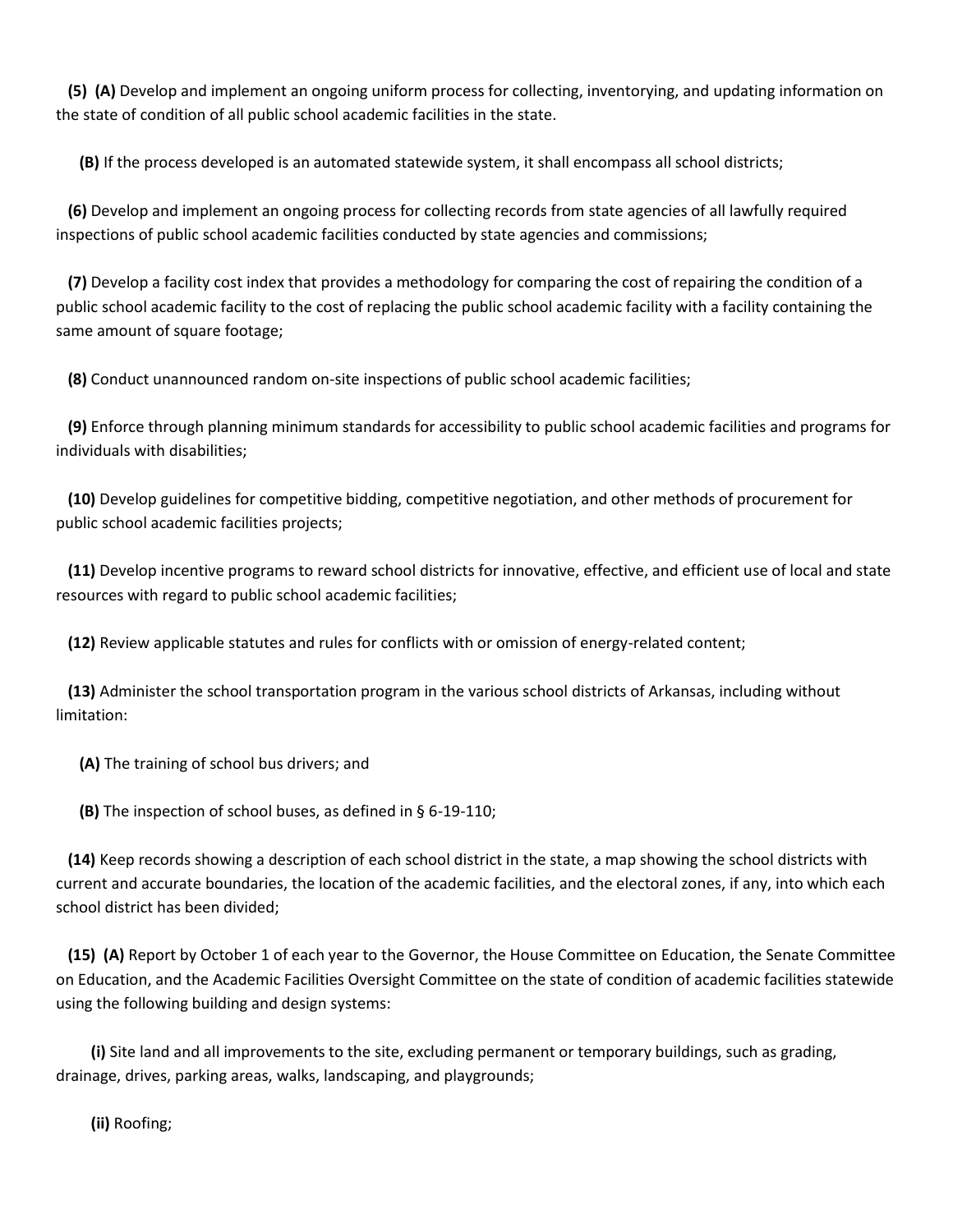**(5) (A)** Develop and implement an ongoing uniform process for collecting, inventorying, and updating information on the state of condition of all public school academic facilities in the state.

**(B)** If the process developed is an automated statewide system, it shall encompass all school districts;

**(6)** Develop and implement an ongoing process for collecting records from state agencies of all lawfully required inspections of public school academic facilities conducted by state agencies and commissions;

**(7)** Develop a facility cost index that provides a methodology for comparing the cost of repairing the condition of a public school academic facility to the cost of replacing the public school academic facility with a facility containing the same amount of square footage;

**(8)** Conduct unannounced random on-site inspections of public school academic facilities;

**(9)** Enforce through planning minimum standards for accessibility to public school academic facilities and programs for individuals with disabilities;

**(10)** Develop guidelines for competitive bidding, competitive negotiation, and other methods of procurement for public school academic facilities projects;

**(11)** Develop incentive programs to reward school districts for innovative, effective, and efficient use of local and state resources with regard to public school academic facilities;

**(12)** Review applicable statutes and rules for conflicts with or omission of energy-related content;

**(13)** Administer the school transportation program in the various school districts of Arkansas, including without limitation:

**(A)** The training of school bus drivers; and

**(B)** The inspection of school buses, as defined in § 6-19-110;

**(14)** Keep records showing a description of each school district in the state, a map showing the school districts with current and accurate boundaries, the location of the academic facilities, and the electoral zones, if any, into which each school district has been divided;

**(15) (A)** Report by October 1 of each year to the Governor, the House Committee on Education, the Senate Committee on Education, and the Academic Facilities Oversight Committee on the state of condition of academic facilities statewide using the following building and design systems:

**(i)** Site land and all improvements to the site, excluding permanent or temporary buildings, such as grading, drainage, drives, parking areas, walks, landscaping, and playgrounds;

**(ii)** Roofing;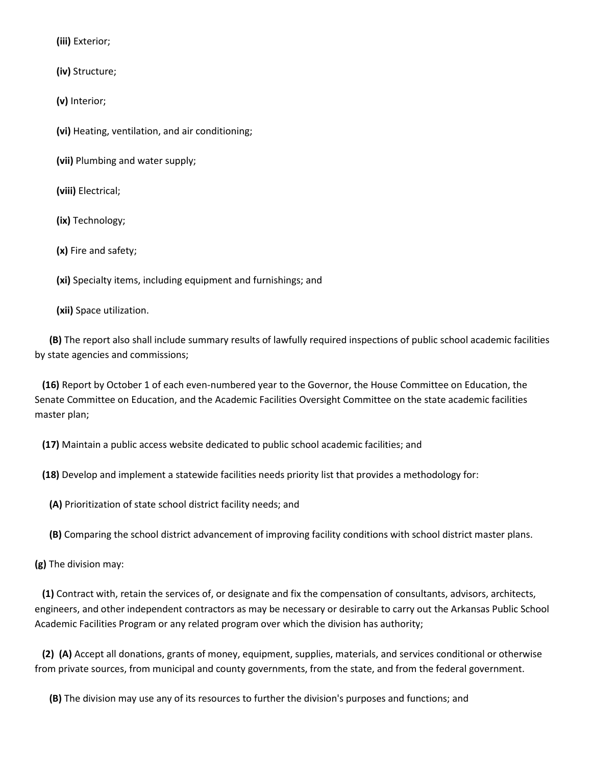**(iii)** Exterior;

**(iv)** Structure;

**(v)** Interior;

**(vi)** Heating, ventilation, and air conditioning;

**(vii)** Plumbing and water supply;

**(viii)** Electrical;

**(ix)** Technology;

**(x)** Fire and safety;

**(xi)** Specialty items, including equipment and furnishings; and

**(xii)** Space utilization.

**(B)** The report also shall include summary results of lawfully required inspections of public school academic facilities by state agencies and commissions;

**(16)** Report by October 1 of each even-numbered year to the Governor, the House Committee on Education, the Senate Committee on Education, and the Academic Facilities Oversight Committee on the state academic facilities master plan;

**(17)** Maintain a public access website dedicated to public school academic facilities; and

**(18)** Develop and implement a statewide facilities needs priority list that provides a methodology for:

**(A)** Prioritization of state school district facility needs; and

**(B)** Comparing the school district advancement of improving facility conditions with school district master plans.

**(g)** The division may:

**(1)** Contract with, retain the services of, or designate and fix the compensation of consultants, advisors, architects, engineers, and other independent contractors as may be necessary or desirable to carry out the Arkansas Public School Academic Facilities Program or any related program over which the division has authority;

**(2)** **(A)** Accept all donations, grants of money, equipment, supplies, materials, and services conditional or otherwise from private sources, from municipal and county governments, from the state, and from the federal government.

**(B)** The division may use any of its resources to further the division's purposes and functions; and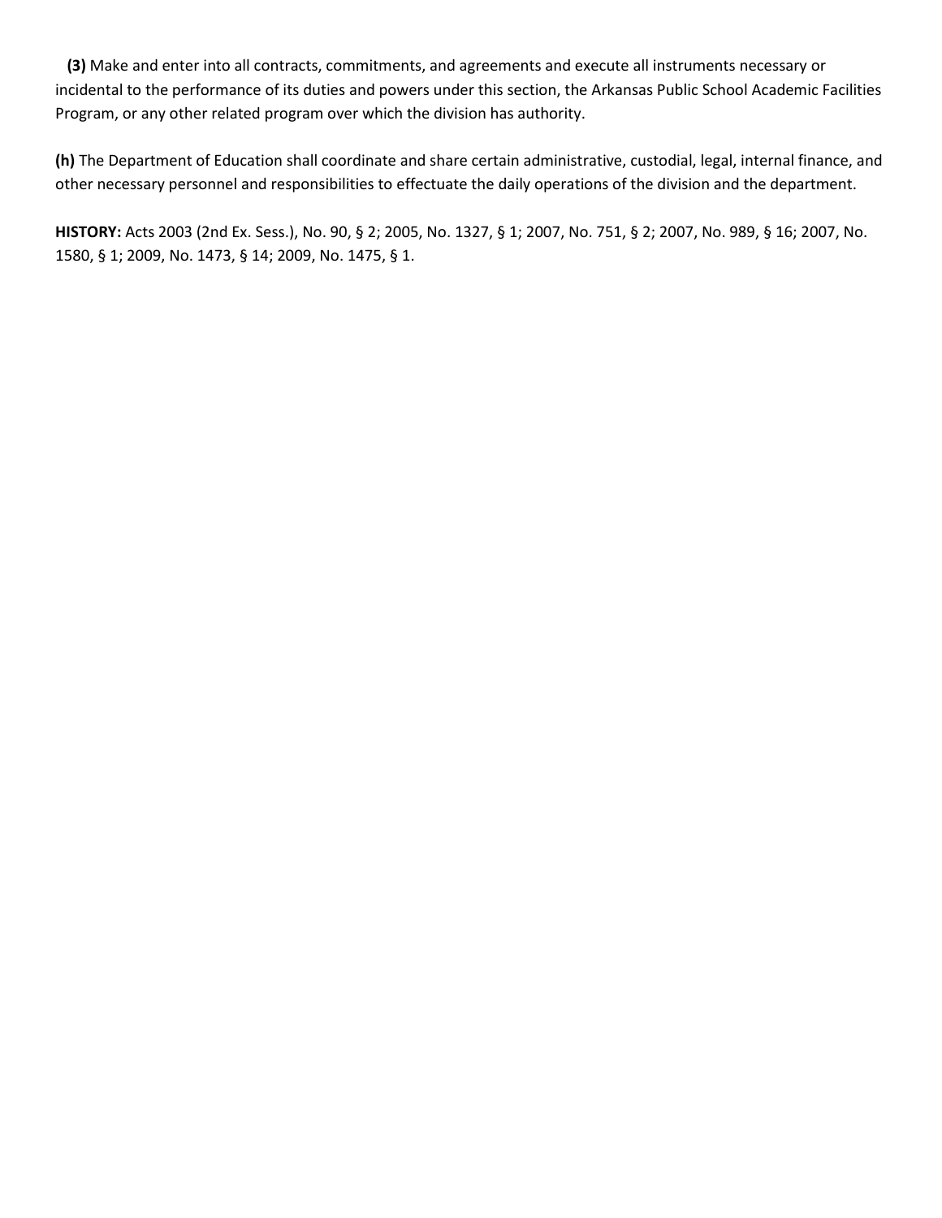**(3)** Make and enter into all contracts, commitments, and agreements and execute all instruments necessary or incidental to the performance of its duties and powers under this section, the Arkansas Public School Academic Facilities Program, or any other related program over which the division has authority.

**(h)** The Department of Education shall coordinate and share certain administrative, custodial, legal, internal finance, and other necessary personnel and responsibilities to effectuate the daily operations of the division and the department.

**HISTORY:** Acts 2003 (2nd Ex. Sess.), No. 90, § 2; 2005, No. 1327, § 1; 2007, No. 751, § 2; 2007, No. 989, § 16; 2007, No. 1580, § 1; 2009, No. 1473, § 14; 2009, No. 1475, § 1.